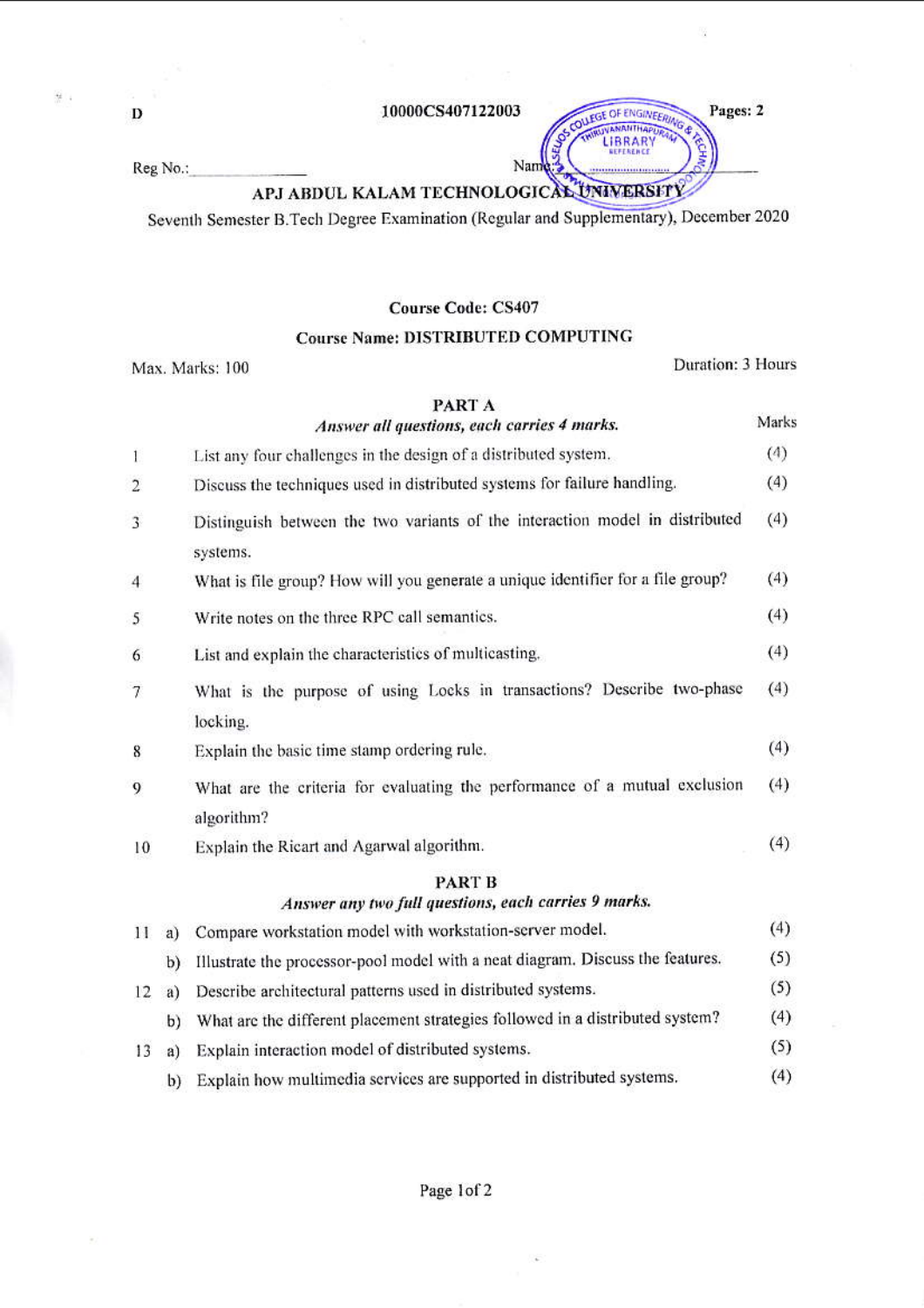D

10000CS407122003

Pages: 2

Reg No.:_______________ Name:_______________

# APJ ABDUL KALAM TECHNOLOGICAL UNIVERSITY

Seventh Semester B.Tech Degree Examination (Regular and Supplementary), December 2020

## Course Code: CS407

## Course Name: DISTRIBUTED COMPUTING

Max. Marks: 100 Duration: 3 Hours

### PART A

*Answer all questions, each carries 4 marks.*

| | | Marks |
|---|---|---|
| 1 | List any four challenges in the design of a distributed system. | (4) |
| 2 | Discuss the techniques used in distributed systems for failure handling. | (4) |
| 3 | Distinguish between the two variants of the interaction model in distributed systems. | (4) |
| 4 | What is file group? How will you generate a unique identifier for a file group? | (4) |
| 5 | Write notes on the three RPC call semantics. | (4) |
| 6 | List and explain the characteristics of multicasting. | (4) |
| 7 | What is the purpose of using Locks in transactions? Describe two-phase locking. | (4) |
| 8 | Explain the basic time stamp ordering rule. | (4) |
| 9 | What are the criteria for evaluating the performance of a mutual exclusion algorithm? | (4) |
| 10 | Explain the Ricart and Agarwal algorithm. | (4) |

### PART B

*Answer any two full questions, each carries 9 marks.*

| | | | |
|---|---|---|---|
| 11 | a) | Compare workstation model with workstation-server model. | (4) |
| | b) | Illustrate the processor-pool model with a neat diagram. Discuss the features. | (5) |
| 12 | a) | Describe architectural patterns used in distributed systems. | (5) |
| | b) | What are the different placement strategies followed in a distributed system? | (4) |
| 13 | a) | Explain interaction model of distributed systems. | (5) |
| | b) | Explain how multimedia services are supported in distributed systems. | (4) |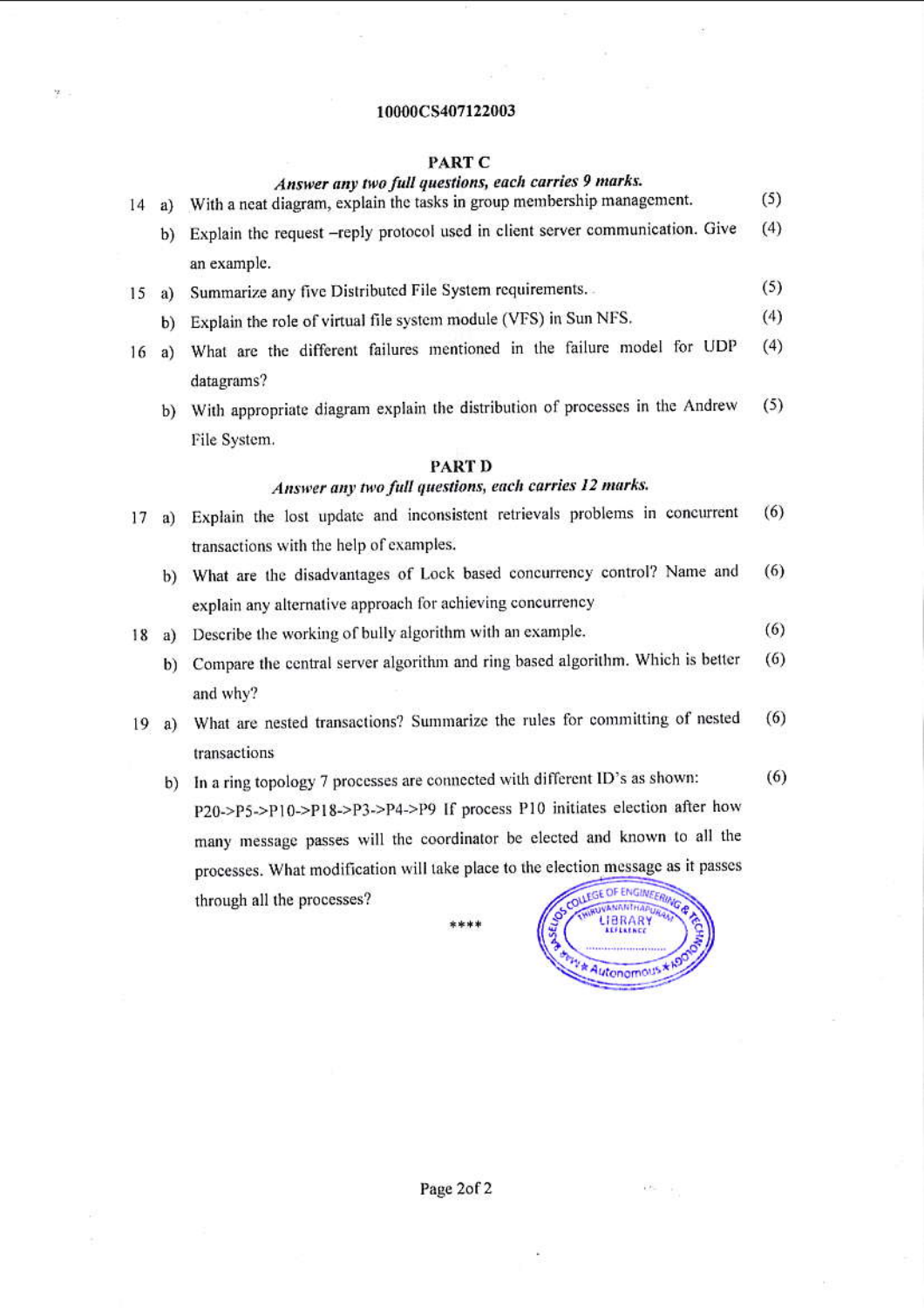10000CS407122003

## PART C

*Answer any two full questions, each carries 9 marks.*

| | | | |
|---|---|---|---|
| 14 | a) | With a neat diagram, explain the tasks in group membership management. | (5) |
| | b) | Explain the request –reply protocol used in client server communication. Give an example. | (4) |
| 15 | a) | Summarize any five Distributed File System requirements. | (5) |
| | b) | Explain the role of virtual file system module (VFS) in Sun NFS. | (4) |
| 16 | a) | What are the different failures mentioned in the failure model for UDP datagrams? | (4) |
| | b) | With appropriate diagram explain the distribution of processes in the Andrew File System. | (5) |

## PART D

*Answer any two full questions, each carries 12 marks.*

| | | | |
|---|---|---|---|
| 17 | a) | Explain the lost update and inconsistent retrievals problems in concurrent transactions with the help of examples. | (6) |
| | b) | What are the disadvantages of Lock based concurrency control? Name and explain any alternative approach for achieving concurrency | (6) |
| 18 | a) | Describe the working of bully algorithm with an example. | (6) |
| | b) | Compare the central server algorithm and ring based algorithm. Which is better and why? | (6) |
| 19 | a) | What are nested transactions? Summarize the rules for committing of nested transactions | (6) |
| | b) | In a ring topology 7 processes are connected with different ID's as shown: P20->P5->P10->P18->P3->P4->P9 If process P10 initiates election after how many message passes will the coordinator be elected and known to all the processes. What modification will take place to the election message as it passes through all the processes? | (6) |

****